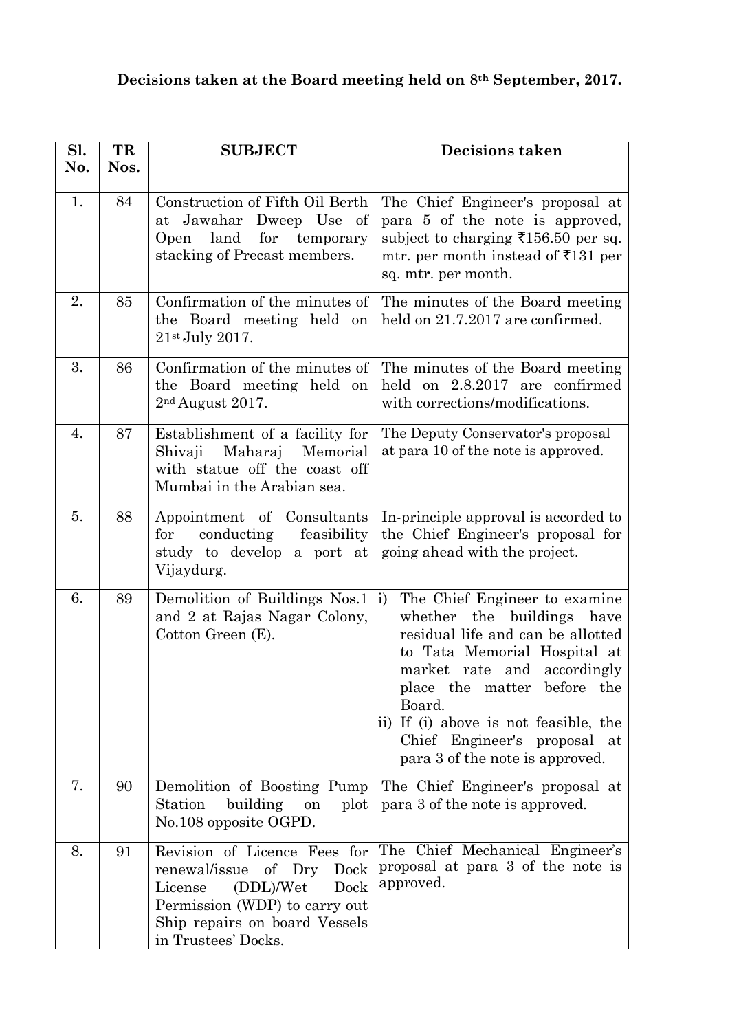**Decisions taken at the Board meeting held on 8th September, 2017.**

| Sl. No. | TR Nos. | SUBJECT | Decisions taken |
|---|---|---|---|
| 1. | 84 | Construction of Fifth Oil Berth at Jawahar Dweep Use of Open land for temporary stacking of Precast members. | The Chief Engineer's proposal at para 5 of the note is approved, subject to charging ₹156.50 per sq. mtr. per month instead of ₹131 per sq. mtr. per month. |
| 2. | 85 | Confirmation of the minutes of the Board meeting held on 21st July 2017. | The minutes of the Board meeting held on 21.7.2017 are confirmed. |
| 3. | 86 | Confirmation of the minutes of the Board meeting held on 2nd August 2017. | The minutes of the Board meeting held on 2.8.2017 are confirmed with corrections/modifications. |
| 4. | 87 | Establishment of a facility for Shivaji Maharaj Memorial with statue off the coast off Mumbai in the Arabian sea. | The Deputy Conservator's proposal at para 10 of the note is approved. |
| 5. | 88 | Appointment of Consultants for conducting feasibility study to develop a port at Vijaydurg. | In-principle approval is accorded to the Chief Engineer's proposal for going ahead with the project. |
| 6. | 89 | Demolition of Buildings Nos.1 and 2 at Rajas Nagar Colony, Cotton Green (E). | i) The Chief Engineer to examine whether the buildings have residual life and can be allotted to Tata Memorial Hospital at market rate and accordingly place the matter before the Board. ii) If (i) above is not feasible, the Chief Engineer's proposal at para 3 of the note is approved. |
| 7. | 90 | Demolition of Boosting Pump Station building on plot No.108 opposite OGPD. | The Chief Engineer's proposal at para 3 of the note is approved. |
| 8. | 91 | Revision of Licence Fees for renewal/issue of Dry Dock License (DDL)/Wet Dock Permission (WDP) to carry out Ship repairs on board Vessels in Trustees' Docks. | The Chief Mechanical Engineer's proposal at para 3 of the note is approved. |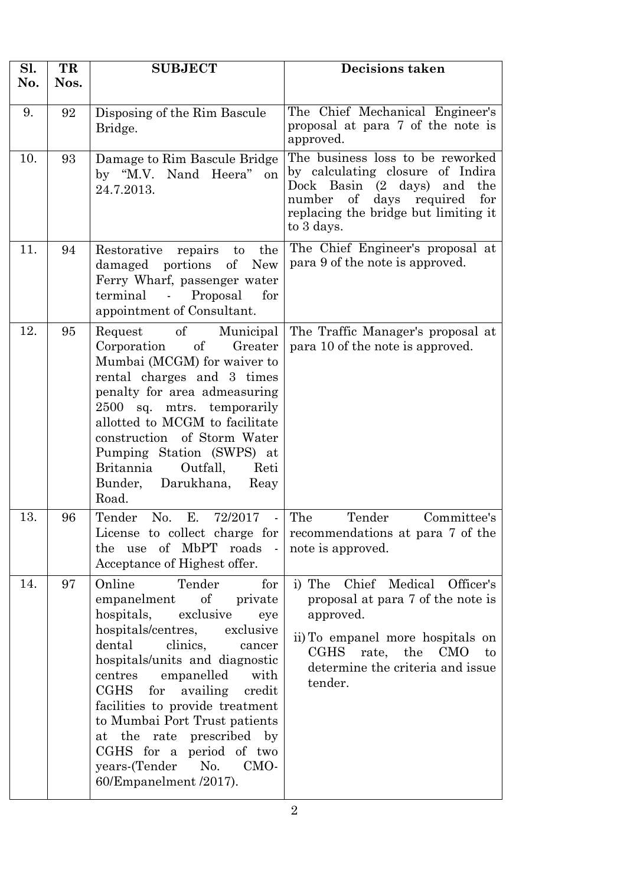| Sl. No. | TR Nos. | SUBJECT | Decisions taken |
|---|---|---|---|
| 9. | 92 | Disposing of the Rim Bascule Bridge. | The Chief Mechanical Engineer's proposal at para 7 of the note is approved. |
| 10. | 93 | Damage to Rim Bascule Bridge by "M.V. Nand Heera" on 24.7.2013. | The business loss to be reworked by calculating closure of Indira Dock Basin (2 days) and the number of days required for replacing the bridge but limiting it to 3 days. |
| 11. | 94 | Restorative repairs to the damaged portions of New Ferry Wharf, passenger water terminal - Proposal for appointment of Consultant. | The Chief Engineer's proposal at para 9 of the note is approved. |
| 12. | 95 | Request of Municipal Corporation of Greater Mumbai (MCGM) for waiver to rental charges and 3 times penalty for area admeasuring 2500 sq. mtrs. temporarily allotted to MCGM to facilitate construction of Storm Water Pumping Station (SWPS) at Britannia Outfall, Reti Bunder, Darukhana, Reay Road. | The Traffic Manager's proposal at para 10 of the note is approved. |
| 13. | 96 | Tender No. E. 72/2017 - License to collect charge for the use of MbPT roads - Acceptance of Highest offer. | The Tender Committee's recommendations at para 7 of the note is approved. |
| 14. | 97 | Online Tender for empanelment of private hospitals, exclusive eye hospitals/centres, exclusive dental clinics, cancer hospitals/units and diagnostic centres empanelled with CGHS for availing credit facilities to provide treatment to Mumbai Port Trust patients at the rate prescribed by CGHS for a period of two years-(Tender No. CMO-60/Empanelment /2017). | i) The Chief Medical Officer's proposal at para 7 of the note is approved.<br>ii) To empanel more hospitals on CGHS rate, the CMO to determine the criteria and issue tender. |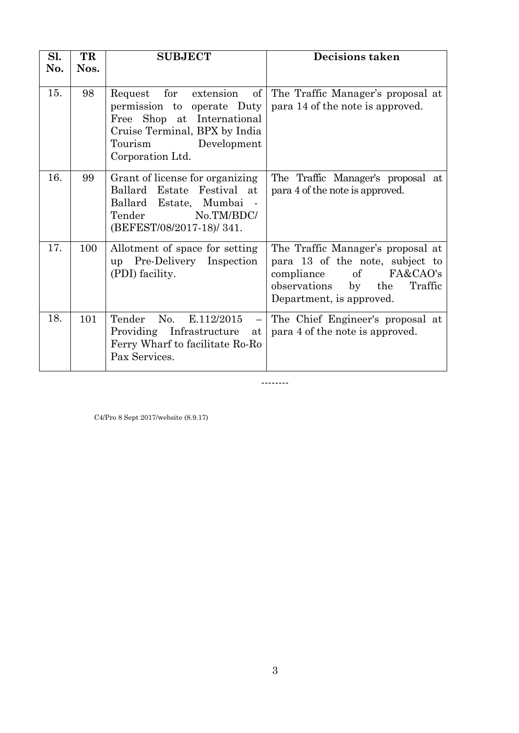| Sl. No. | TR Nos. | SUBJECT | Decisions taken |
|---|---|---|---|
| 15. | 98 | Request for extension of permission to operate Duty Free Shop at International Cruise Terminal, BPX by India Tourism Development Corporation Ltd. | The Traffic Manager's proposal at para 14 of the note is approved. |
| 16. | 99 | Grant of license for organizing Ballard Estate Festival at Ballard Estate, Mumbai - Tender No.TM/BDC/ (BEFEST/08/2017-18)/ 341. | The Traffic Manager's proposal at para 4 of the note is approved. |
| 17. | 100 | Allotment of space for setting up Pre-Delivery Inspection (PDI) facility. | The Traffic Manager's proposal at para 13 of the note, subject to compliance of FA&CAO's observations by the Traffic Department, is approved. |
| 18. | 101 | Tender No. E.112/2015 – Providing Infrastructure at Ferry Wharf to facilitate Ro-Ro Pax Services. | The Chief Engineer's proposal at para 4 of the note is approved. |

--------

C4/Pro 8 Sept 2017/website (8.9.17)